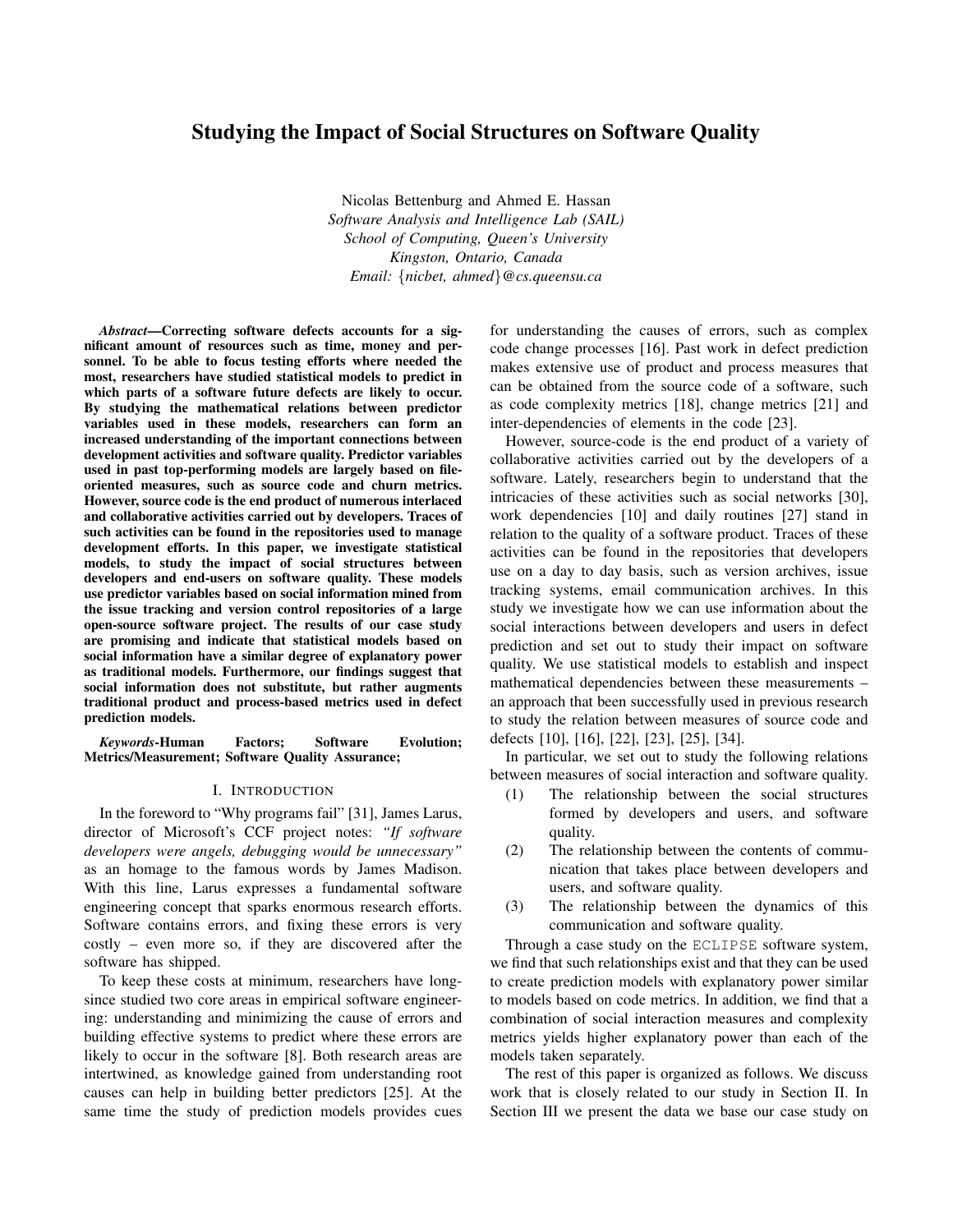# Studying the Impact of Social Structures on Software Quality

Nicolas Bettenburg and Ahmed E. Hassan
*Software Analysis and Intelligence Lab (SAIL)*
*School of Computing, Queen's University*
*Kingston, Ontario, Canada*
*Email: {nicbet, ahmed}@cs.queensu.ca*

***Abstract*—Correcting software defects accounts for a significant amount of resources such as time, money and personnel. To be able to focus testing efforts where needed the most, researchers have studied statistical models to predict in which parts of a software future defects are likely to occur. By studying the mathematical relations between predictor variables used in these models, researchers can form an increased understanding of the important connections between development activities and software quality. Predictor variables used in past top-performing models are largely based on file-oriented measures, such as source code and churn metrics. However, source code is the end product of numerous interlaced and collaborative activities carried out by developers. Traces of such activities can be found in the repositories used to manage development efforts. In this paper, we investigate statistical models, to study the impact of social structures between developers and end-users on software quality. These models use predictor variables based on social information mined from the issue tracking and version control repositories of a large open-source software project. The results of our case study are promising and indicate that statistical models based on social information have a similar degree of explanatory power as traditional models. Furthermore, our findings suggest that social information does not substitute, but rather augments traditional product and process-based metrics used in defect prediction models.**

***Keywords*-Human Factors; Software Evolution; Metrics/Measurement; Software Quality Assurance;**

## I. Introduction

In the foreword to "Why programs fail" [31], James Larus, director of Microsoft's CCF project notes: *"If software developers were angels, debugging would be unnecessary"* as an homage to the famous words by James Madison. With this line, Larus expresses a fundamental software engineering concept that sparks enormous research efforts. Software contains errors, and fixing these errors is very costly – even more so, if they are discovered after the software has shipped.

To keep these costs at minimum, researchers have long-since studied two core areas in empirical software engineering: understanding and minimizing the cause of errors and building effective systems to predict where these errors are likely to occur in the software [8]. Both research areas are intertwined, as knowledge gained from understanding root causes can help in building better predictors [25]. At the same time the study of prediction models provides cues for understanding the causes of errors, such as complex code change processes [16]. Past work in defect prediction makes extensive use of product and process measures that can be obtained from the source code of a software, such as code complexity metrics [18], change metrics [21] and inter-dependencies of elements in the code [23].

However, source-code is the end product of a variety of collaborative activities carried out by the developers of a software. Lately, researchers begin to understand that the intricacies of these activities such as social networks [30], work dependencies [10] and daily routines [27] stand in relation to the quality of a software product. Traces of these activities can be found in the repositories that developers use on a day to day basis, such as version archives, issue tracking systems, email communication archives. In this study we investigate how we can use information about the social interactions between developers and users in defect prediction and set out to study their impact on software quality. We use statistical models to establish and inspect mathematical dependencies between these measurements – an approach that been successfully used in previous research to study the relation between measures of source code and defects [10], [16], [22], [23], [25], [34].

In particular, we set out to study the following relations between measures of social interaction and software quality.

(1) The relationship between the social structures formed by developers and users, and software quality.

(2) The relationship between the contents of communication that takes place between developers and users, and software quality.

(3) The relationship between the dynamics of this communication and software quality.

Through a case study on the `ECLIPSE` software system, we find that such relationships exist and that they can be used to create prediction models with explanatory power similar to models based on code metrics. In addition, we find that a combination of social interaction measures and complexity metrics yields higher explanatory power than each of the models taken separately.

The rest of this paper is organized as follows. We discuss work that is closely related to our study in Section II. In Section III we present the data we base our case study on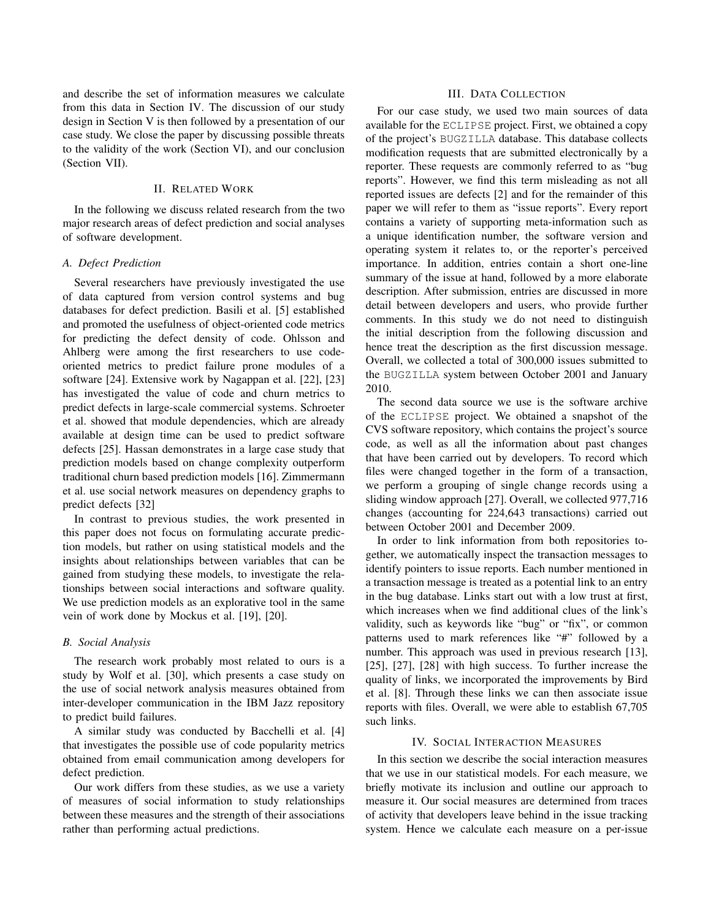and describe the set of information measures we calculate from this data in Section IV. The discussion of our study design in Section V is then followed by a presentation of our case study. We close the paper by discussing possible threats to the validity of the work (Section VI), and our conclusion (Section VII).

## II. Related Work

In the following we discuss related research from the two major research areas of defect prediction and social analyses of software development.

### A. Defect Prediction

Several researchers have previously investigated the use of data captured from version control systems and bug databases for defect prediction. Basili et al. [5] established and promoted the usefulness of object-oriented code metrics for predicting the defect density of code. Ohlsson and Ahlberg were among the first researchers to use code-oriented metrics to predict failure prone modules of a software [24]. Extensive work by Nagappan et al. [22], [23] has investigated the value of code and churn metrics to predict defects in large-scale commercial systems. Schroeter et al. showed that module dependencies, which are already available at design time can be used to predict software defects [25]. Hassan demonstrates in a large case study that prediction models based on change complexity outperform traditional churn based prediction models [16]. Zimmermann et al. use social network measures on dependency graphs to predict defects [32]

In contrast to previous studies, the work presented in this paper does not focus on formulating accurate prediction models, but rather on using statistical models and the insights about relationships between variables that can be gained from studying these models, to investigate the relationships between social interactions and software quality. We use prediction models as an explorative tool in the same vein of work done by Mockus et al. [19], [20].

### B. Social Analysis

The research work probably most related to ours is a study by Wolf et al. [30], which presents a case study on the use of social network analysis measures obtained from inter-developer communication in the IBM Jazz repository to predict build failures.

A similar study was conducted by Bacchelli et al. [4] that investigates the possible use of code popularity metrics obtained from email communication among developers for defect prediction.

Our work differs from these studies, as we use a variety of measures of social information to study relationships between these measures and the strength of their associations rather than performing actual predictions.

## III. Data Collection

For our case study, we used two main sources of data available for the ECLIPSE project. First, we obtained a copy of the project's BUGZILLA database. This database collects modification requests that are submitted electronically by a reporter. These requests are commonly referred to as "bug reports". However, we find this term misleading as not all reported issues are defects [2] and for the remainder of this paper we will refer to them as "issue reports". Every report contains a variety of supporting meta-information such as a unique identification number, the software version and operating system it relates to, or the reporter's perceived importance. In addition, entries contain a short one-line summary of the issue at hand, followed by a more elaborate description. After submission, entries are discussed in more detail between developers and users, who provide further comments. In this study we do not need to distinguish the initial description from the following discussion and hence treat the description as the first discussion message. Overall, we collected a total of 300,000 issues submitted to the BUGZILLA system between October 2001 and January 2010.

The second data source we use is the software archive of the ECLIPSE project. We obtained a snapshot of the CVS software repository, which contains the project's source code, as well as all the information about past changes that have been carried out by developers. To record which files were changed together in the form of a transaction, we perform a grouping of single change records using a sliding window approach [27]. Overall, we collected 977,716 changes (accounting for 224,643 transactions) carried out between October 2001 and December 2009.

In order to link information from both repositories together, we automatically inspect the transaction messages to identify pointers to issue reports. Each number mentioned in a transaction message is treated as a potential link to an entry in the bug database. Links start out with a low trust at first, which increases when we find additional clues of the link's validity, such as keywords like "bug" or "fix", or common patterns used to mark references like "#" followed by a number. This approach was used in previous research [13], [25], [27], [28] with high success. To further increase the quality of links, we incorporated the improvements by Bird et al. [8]. Through these links we can then associate issue reports with files. Overall, we were able to establish 67,705 such links.

## IV. Social Interaction Measures

In this section we describe the social interaction measures that we use in our statistical models. For each measure, we briefly motivate its inclusion and outline our approach to measure it. Our social measures are determined from traces of activity that developers leave behind in the issue tracking system. Hence we calculate each measure on a per-issue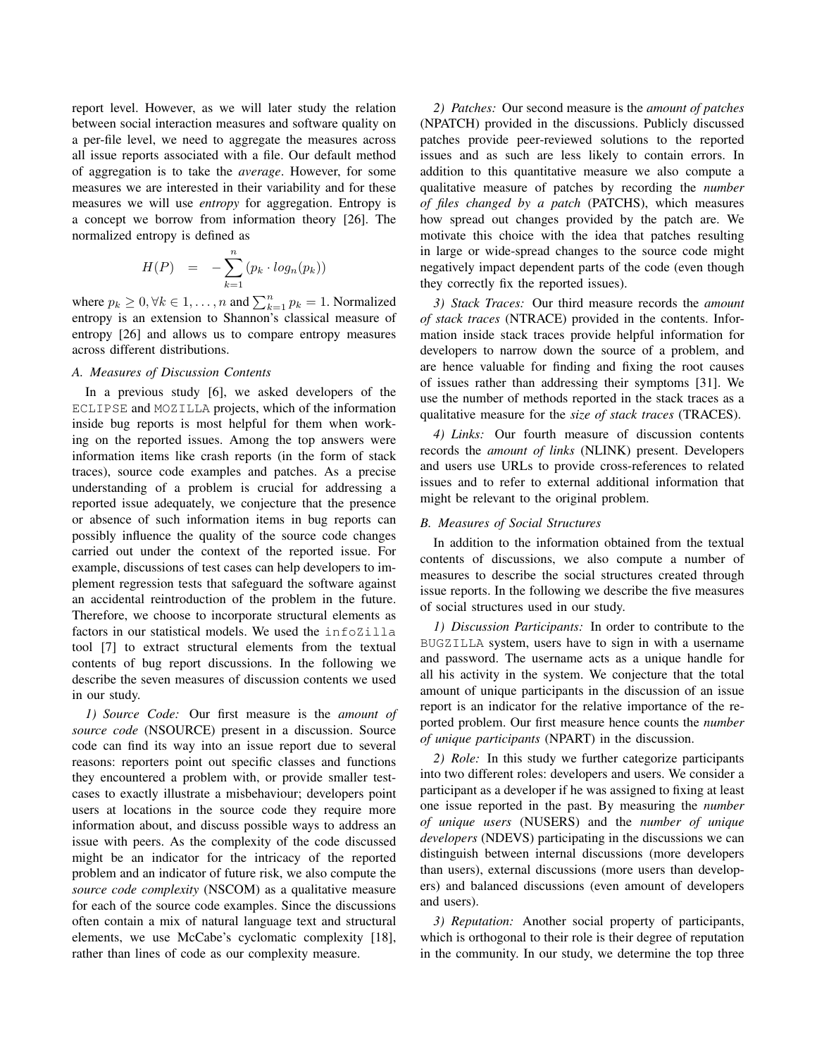report level. However, as we will later study the relation between social interaction measures and software quality on a per-file level, we need to aggregate the measures across all issue reports associated with a file. Our default method of aggregation is to take the *average*. However, for some measures we are interested in their variability and for these measures we will use *entropy* for aggregation. Entropy is a concept we borrow from information theory [26]. The normalized entropy is defined as

$$H(P) \;\; = \;\; -\sum_{k=1}^{n} (p_k \cdot log_n(p_k))$$

where $p_k \geq 0, \forall k \in 1, \ldots, n$ and $\sum_{k=1}^{n} p_k = 1$. Normalized entropy is an extension to Shannon's classical measure of entropy [26] and allows us to compare entropy measures across different distributions.

### A. Measures of Discussion Contents

In a previous study [6], we asked developers of the ECLIPSE and MOZILLA projects, which of the information inside bug reports is most helpful for them when working on the reported issues. Among the top answers were information items like crash reports (in the form of stack traces), source code examples and patches. As a precise understanding of a problem is crucial for addressing a reported issue adequately, we conjecture that the presence or absence of such information items in bug reports can possibly influence the quality of the source code changes carried out under the context of the reported issue. For example, discussions of test cases can help developers to implement regression tests that safeguard the software against an accidental reintroduction of the problem in the future. Therefore, we choose to incorporate structural elements as factors in our statistical models. We used the infoZilla tool [7] to extract structural elements from the textual contents of bug report discussions. In the following we describe the seven measures of discussion contents we used in our study.

*1) Source Code:* Our first measure is the *amount of source code* (NSOURCE) present in a discussion. Source code can find its way into an issue report due to several reasons: reporters point out specific classes and functions they encountered a problem with, or provide smaller test-cases to exactly illustrate a misbehaviour; developers point users at locations in the source code they require more information about, and discuss possible ways to address an issue with peers. As the complexity of the code discussed might be an indicator for the intricacy of the reported problem and an indicator of future risk, we also compute the *source code complexity* (NSCOM) as a qualitative measure for each of the source code examples. Since the discussions often contain a mix of natural language text and structural elements, we use McCabe's cyclomatic complexity [18], rather than lines of code as our complexity measure.

*2) Patches:* Our second measure is the *amount of patches* (NPATCH) provided in the discussions. Publicly discussed patches provide peer-reviewed solutions to the reported issues and as such are less likely to contain errors. In addition to this quantitative measure we also compute a qualitative measure of patches by recording the *number of files changed by a patch* (PATCHS), which measures how spread out changes provided by the patch are. We motivate this choice with the idea that patches resulting in large or wide-spread changes to the source code might negatively impact dependent parts of the code (even though they correctly fix the reported issues).

*3) Stack Traces:* Our third measure records the *amount of stack traces* (NTRACE) provided in the contents. Information inside stack traces provide helpful information for developers to narrow down the source of a problem, and are hence valuable for finding and fixing the root causes of issues rather than addressing their symptoms [31]. We use the number of methods reported in the stack traces as a qualitative measure for the *size of stack traces* (TRACES).

*4) Links:* Our fourth measure of discussion contents records the *amount of links* (NLINK) present. Developers and users use URLs to provide cross-references to related issues and to refer to external additional information that might be relevant to the original problem.

### B. Measures of Social Structures

In addition to the information obtained from the textual contents of discussions, we also compute a number of measures to describe the social structures created through issue reports. In the following we describe the five measures of social structures used in our study.

*1) Discussion Participants:* In order to contribute to the BUGZILLA system, users have to sign in with a username and password. The username acts as a unique handle for all his activity in the system. We conjecture that the total amount of unique participants in the discussion of an issue report is an indicator for the relative importance of the reported problem. Our first measure hence counts the *number of unique participants* (NPART) in the discussion.

*2) Role:* In this study we further categorize participants into two different roles: developers and users. We consider a participant as a developer if he was assigned to fixing at least one issue reported in the past. By measuring the *number of unique users* (NUSERS) and the *number of unique developers* (NDEVS) participating in the discussions we can distinguish between internal discussions (more developers than users), external discussions (more users than developers) and balanced discussions (even amount of developers and users).

*3) Reputation:* Another social property of participants, which is orthogonal to their role is their degree of reputation in the community. In our study, we determine the top three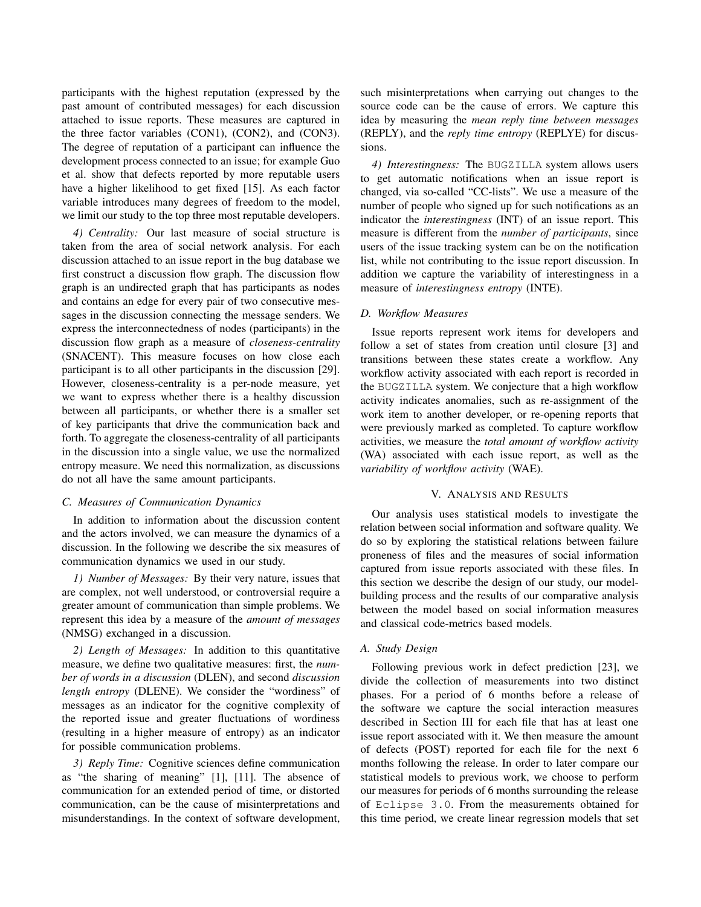participants with the highest reputation (expressed by the past amount of contributed messages) for each discussion attached to issue reports. These measures are captured in the three factor variables (CON1), (CON2), and (CON3). The degree of reputation of a participant can influence the development process connected to an issue; for example Guo et al. show that defects reported by more reputable users have a higher likelihood to get fixed [15]. As each factor variable introduces many degrees of freedom to the model, we limit our study to the top three most reputable developers.

*4) Centrality:* Our last measure of social structure is taken from the area of social network analysis. For each discussion attached to an issue report in the bug database we first construct a discussion flow graph. The discussion flow graph is an undirected graph that has participants as nodes and contains an edge for every pair of two consecutive messages in the discussion connecting the message senders. We express the interconnectedness of nodes (participants) in the discussion flow graph as a measure of *closeness-centrality* (SNACENT). This measure focuses on how close each participant is to all other participants in the discussion [29]. However, closeness-centrality is a per-node measure, yet we want to express whether there is a healthy discussion between all participants, or whether there is a smaller set of key participants that drive the communication back and forth. To aggregate the closeness-centrality of all participants in the discussion into a single value, we use the normalized entropy measure. We need this normalization, as discussions do not all have the same amount participants.

### C. Measures of Communication Dynamics

In addition to information about the discussion content and the actors involved, we can measure the dynamics of a discussion. In the following we describe the six measures of communication dynamics we used in our study.

*1) Number of Messages:* By their very nature, issues that are complex, not well understood, or controversial require a greater amount of communication than simple problems. We represent this idea by a measure of the *amount of messages* (NMSG) exchanged in a discussion.

*2) Length of Messages:* In addition to this quantitative measure, we define two qualitative measures: first, the *number of words in a discussion* (DLEN), and second *discussion length entropy* (DLENE). We consider the "wordiness" of messages as an indicator for the cognitive complexity of the reported issue and greater fluctuations of wordiness (resulting in a higher measure of entropy) as an indicator for possible communication problems.

*3) Reply Time:* Cognitive sciences define communication as "the sharing of meaning" [1], [11]. The absence of communication for an extended period of time, or distorted communication, can be the cause of misinterpretations and misunderstandings. In the context of software development, such misinterpretations when carrying out changes to the source code can be the cause of errors. We capture this idea by measuring the *mean reply time between messages* (REPLY), and the *reply time entropy* (REPLYE) for discussions.

*4) Interestingness:* The BUGZILLA system allows users to get automatic notifications when an issue report is changed, via so-called "CC-lists". We use a measure of the number of people who signed up for such notifications as an indicator the *interestingness* (INT) of an issue report. This measure is different from the *number of participants*, since users of the issue tracking system can be on the notification list, while not contributing to the issue report discussion. In addition we capture the variability of interestingness in a measure of *interestingness entropy* (INTE).

### D. Workflow Measures

Issue reports represent work items for developers and follow a set of states from creation until closure [3] and transitions between these states create a workflow. Any workflow activity associated with each report is recorded in the BUGZILLA system. We conjecture that a high workflow activity indicates anomalies, such as re-assignment of the work item to another developer, or re-opening reports that were previously marked as completed. To capture workflow activities, we measure the *total amount of workflow activity* (WA) associated with each issue report, as well as the *variability of workflow activity* (WAE).

## V. Analysis and Results

Our analysis uses statistical models to investigate the relation between social information and software quality. We do so by exploring the statistical relations between failure proneness of files and the measures of social information captured from issue reports associated with these files. In this section we describe the design of our study, our model-building process and the results of our comparative analysis between the model based on social information measures and classical code-metrics based models.

### A. Study Design

Following previous work in defect prediction [23], we divide the collection of measurements into two distinct phases. For a period of 6 months before a release of the software we capture the social interaction measures described in Section III for each file that has at least one issue report associated with it. We then measure the amount of defects (POST) reported for each file for the next 6 months following the release. In order to later compare our statistical models to previous work, we choose to perform our measures for periods of 6 months surrounding the release of Eclipse 3.0. From the measurements obtained for this time period, we create linear regression models that set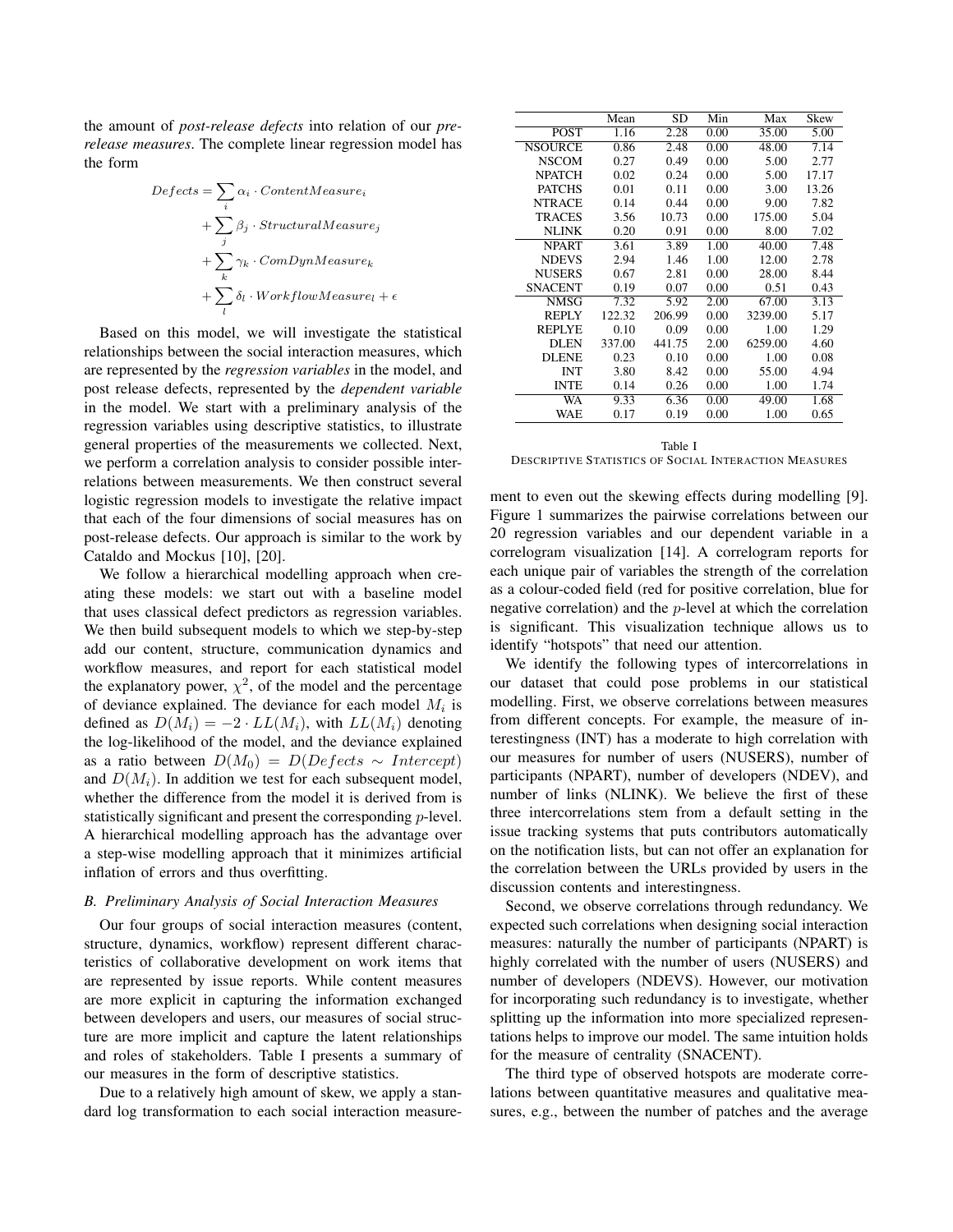the amount of *post-release defects* into relation of our *pre-release measures*. The complete linear regression model has the form

$$
\begin{aligned}
Defects = & \sum_i \alpha_i \cdot ContentMeasure_i \\
& + \sum_j \beta_j \cdot StructuralMeasure_j \\
& + \sum_k \gamma_k \cdot ComDynMeasure_k \\
& + \sum_l \delta_l \cdot WorkflowMeasure_l + \epsilon
\end{aligned}
$$

Based on this model, we will investigate the statistical relationships between the social interaction measures, which are represented by the *regression variables* in the model, and post release defects, represented by the *dependent variable* in the model. We start with a preliminary analysis of the regression variables using descriptive statistics, to illustrate general properties of the measurements we collected. Next, we perform a correlation analysis to consider possible interrelations between measurements. We then construct several logistic regression models to investigate the relative impact that each of the four dimensions of social measures has on post-release defects. Our approach is similar to the work by Cataldo and Mockus [10], [20].

We follow a hierarchical modelling approach when creating these models: we start out with a baseline model that uses classical defect predictors as regression variables. We then build subsequent models to which we step-by-step add our content, structure, communication dynamics and workflow measures, and report for each statistical model the explanatory power, $\chi^2$, of the model and the percentage of deviance explained. The deviance for each model $M_i$ is defined as $D(M_i) = -2 \cdot LL(M_i)$, with $LL(M_i)$ denoting the log-likelihood of the model, and the deviance explained as a ratio between $D(M_0) = D(Defects \sim Intercept)$ and $D(M_i)$. In addition we test for each subsequent model, whether the difference from the model it is derived from is statistically significant and present the corresponding $p$-level. A hierarchical modelling approach has the advantage over a step-wise modelling approach that it minimizes artificial inflation of errors and thus overfitting.

### B. Preliminary Analysis of Social Interaction Measures

Our four groups of social interaction measures (content, structure, dynamics, workflow) represent different characteristics of collaborative development on work items that are represented by issue reports. While content measures are more explicit in capturing the information exchanged between developers and users, our measures of social structure are more implicit and capture the latent relationships and roles of stakeholders. Table I presents a summary of our measures in the form of descriptive statistics.

Due to a relatively high amount of skew, we apply a standard log transformation to each social interaction measurement to even out the skewing effects during modelling [9]. Figure 1 summarizes the pairwise correlations between our 20 regression variables and our dependent variable in a correlogram visualization [14]. A correlogram reports for each unique pair of variables the strength of the correlation as a colour-coded field (red for positive correlation, blue for negative correlation) and the $p$-level at which the correlation is significant. This visualization technique allows us to identify "hotspots" that need our attention.

|  | Mean | SD | Min | Max | Skew |
|---|---|---|---|---|---|
| POST | 1.16 | 2.28 | 0.00 | 35.00 | 5.00 |
| NSOURCE | 0.86 | 2.48 | 0.00 | 48.00 | 7.14 |
| NSCOM | 0.27 | 0.49 | 0.00 | 5.00 | 2.77 |
| NPATCH | 0.02 | 0.24 | 0.00 | 5.00 | 17.17 |
| PATCHS | 0.01 | 0.11 | 0.00 | 3.00 | 13.26 |
| NTRACE | 0.14 | 0.44 | 0.00 | 9.00 | 7.82 |
| TRACES | 3.56 | 10.73 | 0.00 | 175.00 | 5.04 |
| NLINK | 0.20 | 0.91 | 0.00 | 8.00 | 7.02 |
| NPART | 3.61 | 3.89 | 1.00 | 40.00 | 7.48 |
| NDEVS | 2.94 | 1.46 | 1.00 | 12.00 | 2.78 |
| NUSERS | 0.67 | 2.81 | 0.00 | 28.00 | 8.44 |
| SNACENT | 0.19 | 0.07 | 0.00 | 0.51 | 0.43 |
| NMSG | 7.32 | 5.92 | 2.00 | 67.00 | 3.13 |
| REPLY | 122.32 | 206.99 | 0.00 | 3239.00 | 5.17 |
| REPLYE | 0.10 | 0.09 | 0.00 | 1.00 | 1.29 |
| DLEN | 337.00 | 441.75 | 2.00 | 6259.00 | 4.60 |
| DLENE | 0.23 | 0.10 | 0.00 | 1.00 | 0.08 |
| INT | 3.80 | 8.42 | 0.00 | 55.00 | 4.94 |
| INTE | 0.14 | 0.26 | 0.00 | 1.00 | 1.74 |
| WA | 9.33 | 6.36 | 0.00 | 49.00 | 1.68 |
| WAE | 0.17 | 0.19 | 0.00 | 1.00 | 0.65 |

Table I
DESCRIPTIVE STATISTICS OF SOCIAL INTERACTION MEASURES

We identify the following types of intercorrelations in our dataset that could pose problems in our statistical modelling. First, we observe correlations between measures from different concepts. For example, the measure of interestingness (INT) has a moderate to high correlation with our measures for number of users (NUSERS), number of participants (NPART), number of developers (NDEV), and number of links (NLINK). We believe the first of these three intercorrelations stem from a default setting in the issue tracking systems that puts contributors automatically on the notification lists, but can not offer an explanation for the correlation between the URLs provided by users in the discussion contents and interestingness.

Second, we observe correlations through redundancy. We expected such correlations when designing social interaction measures: naturally the number of participants (NPART) is highly correlated with the number of users (NUSERS) and number of developers (NDEVS). However, our motivation for incorporating such redundancy is to investigate, whether splitting up the information into more specialized representations helps to improve our model. The same intuition holds for the measure of centrality (SNACENT).

The third type of observed hotspots are moderate correlations between quantitative measures and qualitative measures, e.g., between the number of patches and the average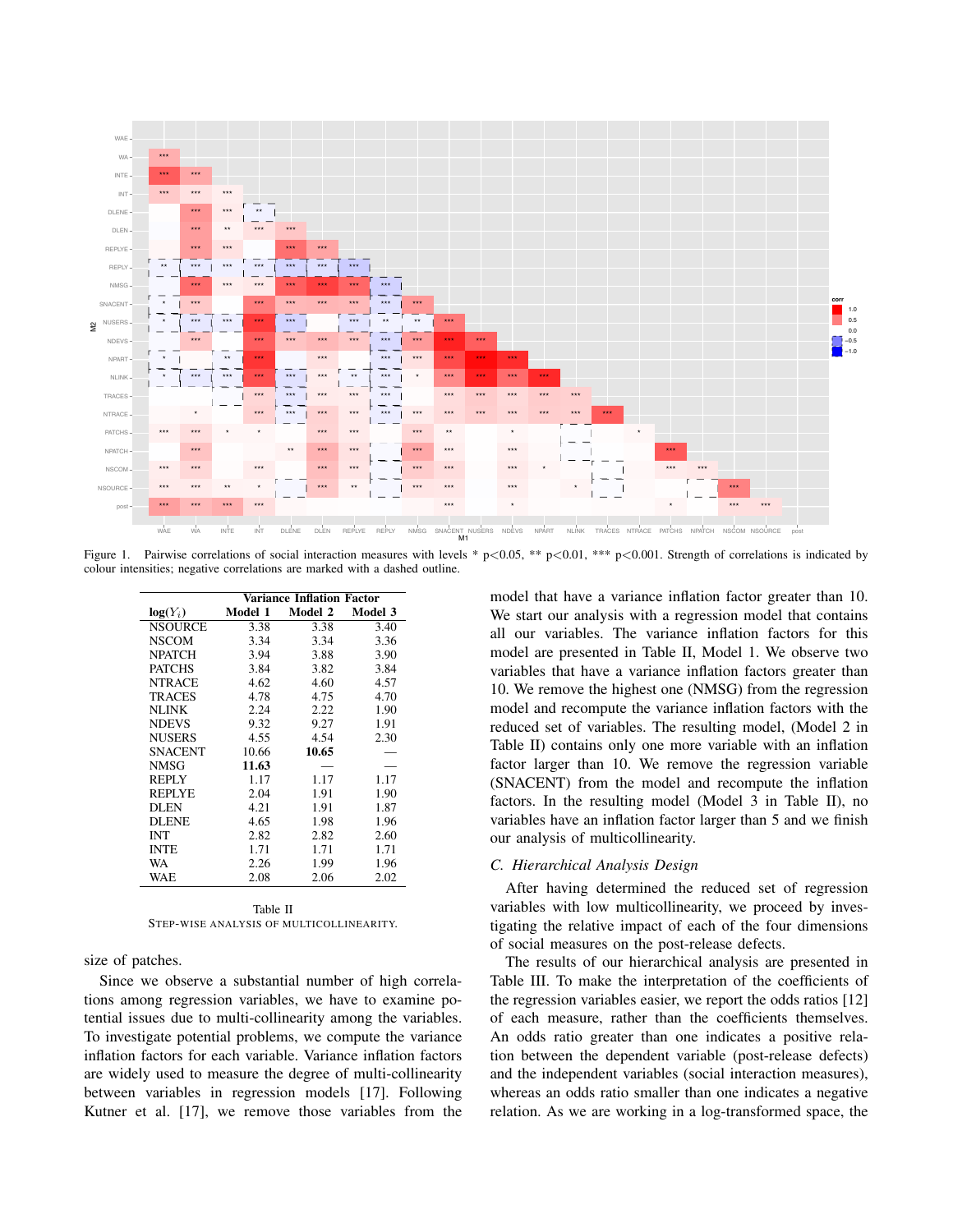Figure 1. Pairwise correlations of social interaction measures with levels * p<0.05, ** p<0.01, *** p<0.001. Strength of correlations is indicated by colour intensities; negative correlations are marked with a dashed outline.

| $\log(Y_i)$ | Variance Inflation Factor | | |
|---|---|---|---|
| | Model 1 | Model 2 | Model 3 |
| NSOURCE | 3.38 | 3.38 | 3.40 |
| NSCOM | 3.34 | 3.34 | 3.36 |
| NPATCH | 3.94 | 3.88 | 3.90 |
| PATCHS | 3.84 | 3.82 | 3.84 |
| NTRACE | 4.62 | 4.60 | 4.57 |
| TRACES | 4.78 | 4.75 | 4.70 |
| NLINK | 2.24 | 2.22 | 1.90 |
| NDEVS | 9.32 | 9.27 | 1.91 |
| NUSERS | 4.55 | 4.54 | 2.30 |
| SNACENT | 10.66 | **10.65** | — |
| NMSG | **11.63** | — | — |
| REPLY | 1.17 | 1.17 | 1.17 |
| REPLYE | 2.04 | 1.91 | 1.90 |
| DLEN | 4.21 | 1.91 | 1.87 |
| DLENE | 4.65 | 1.98 | 1.96 |
| INT | 2.82 | 2.82 | 2.60 |
| INTE | 1.71 | 1.71 | 1.71 |
| WA | 2.26 | 1.99 | 1.96 |
| WAE | 2.08 | 2.06 | 2.02 |

Table II
STEP-WISE ANALYSIS OF MULTICOLLINEARITY.

size of patches.

Since we observe a substantial number of high correlations among regression variables, we have to examine potential issues due to multi-collinearity among the variables. To investigate potential problems, we compute the variance inflation factors for each variable. Variance inflation factors are widely used to measure the degree of multi-collinearity between variables in regression models [17]. Following Kutner et al. [17], we remove those variables from the model that have a variance inflation factor greater than 10. We start our analysis with a regression model that contains all our variables. The variance inflation factors for this model are presented in Table II, Model 1. We observe two variables that have a variance inflation factors greater than 10. We remove the highest one (NMSG) from the regression model and recompute the variance inflation factors with the reduced set of variables. The resulting model, (Model 2 in Table II) contains only one more variable with an inflation factor larger than 10. We remove the regression variable (SNACENT) from the model and recompute the inflation factors. In the resulting model (Model 3 in Table II), no variables have an inflation factor larger than 5 and we finish our analysis of multicollinearity.

### C. Hierarchical Analysis Design

After having determined the reduced set of regression variables with low multicollinearity, we proceed by investigating the relative impact of each of the four dimensions of social measures on the post-release defects.

The results of our hierarchical analysis are presented in Table III. To make the interpretation of the coefficients of the regression variables easier, we report the odds ratios [12] of each measure, rather than the coefficients themselves. An odds ratio greater than one indicates a positive relation between the dependent variable (post-release defects) and the independent variables (social interaction measures), whereas an odds ratio smaller than one indicates a negative relation. As we are working in a log-transformed space, the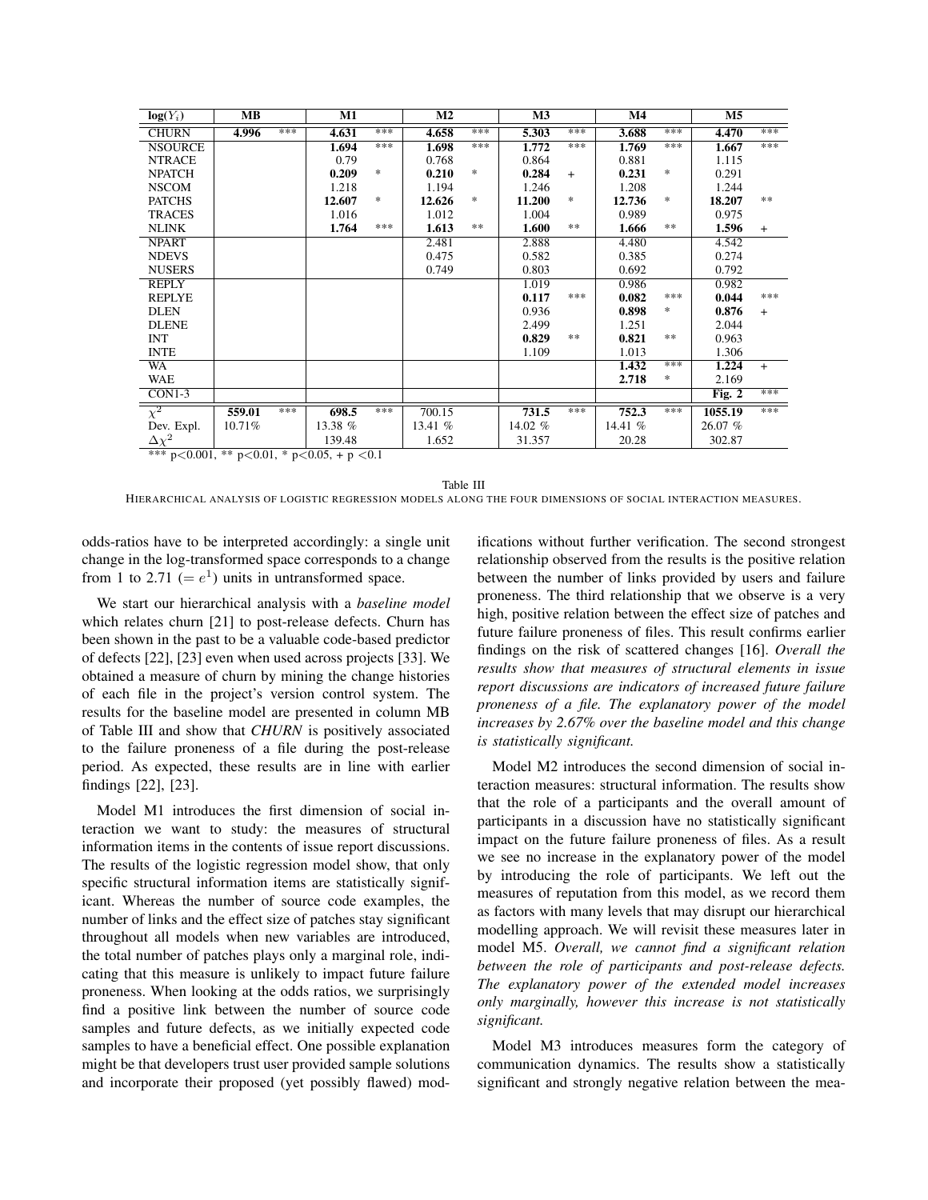| $\log(Y_i)$ | MB | | M1 | | M2 | | M3 | | M4 | | M5 | |
|---|---|---|---|---|---|---|---|---|---|---|---|---|
| CHURN | **4.996** | *** | **4.631** | *** | **4.658** | *** | **5.303** | *** | **3.688** | *** | **4.470** | *** |
| NSOURCE | | | **1.694** | *** | **1.698** | *** | **1.772** | *** | **1.769** | *** | **1.667** | *** |
| NTRACE | | | 0.79 | | 0.768 | | 0.864 | | 0.881 | | 1.115 | |
| NPATCH | | | **0.209** | * | **0.210** | * | **0.284** | + | **0.231** | * | 0.291 | |
| NSCOM | | | 1.218 | | 1.194 | | 1.246 | | 1.208 | | 1.244 | |
| PATCHS | | | **12.607** | * | **12.626** | * | **11.200** | * | **12.736** | * | **18.207** | ** |
| TRACES | | | 1.016 | | 1.012 | | 1.004 | | 0.989 | | 0.975 | |
| NLINK | | | **1.764** | *** | **1.613** | ** | **1.600** | ** | **1.666** | ** | **1.596** | + |
| NPART | | | | | 2.481 | | 2.888 | | 4.480 | | 4.542 | |
| NDEVS | | | | | 0.475 | | 0.582 | | 0.385 | | 0.274 | |
| NUSERS | | | | | 0.749 | | 0.803 | | 0.692 | | 0.792 | |
| REPLY | | | | | | | 1.019 | | 0.986 | | 0.982 | |
| REPLYE | | | | | | | **0.117** | *** | **0.082** | *** | **0.044** | *** |
| DLEN | | | | | | | 0.936 | | **0.898** | * | **0.876** | + |
| DLENE | | | | | | | 2.499 | | 1.251 | | 2.044 | |
| INT | | | | | | | **0.829** | ** | **0.821** | ** | 0.963 | |
| INTE | | | | | | | 1.109 | | 1.013 | | 1.306 | |
| WA | | | | | | | | | **1.432** | *** | **1.224** | + |
| WAE | | | | | | | | | **2.718** | * | 2.169 | |
| CON1-3 | | | | | | | | | | | **Fig. 2** | *** |
| $\chi^2$ | **559.01** | *** | **698.5** | *** | 700.15 | | **731.5** | *** | **752.3** | *** | **1055.19** | *** |
| Dev. Expl. | 10.71% | | 13.38 % | | 13.41 % | | 14.02 % | | 14.41 % | | 26.07 % | |
| $\Delta\chi^2$ | | | 139.48 | | 1.652 | | 31.357 | | 20.28 | | 302.87 | |

*** $p<0.001$, ** $p<0.01$, * $p<0.05$, + $p<0.1$

Table III

HIERARCHICAL ANALYSIS OF LOGISTIC REGRESSION MODELS ALONG THE FOUR DIMENSIONS OF SOCIAL INTERACTION MEASURES.

odds-ratios have to be interpreted accordingly: a single unit change in the log-transformed space corresponds to a change from 1 to 2.71 ($= e^1$) units in untransformed space.

We start our hierarchical analysis with a *baseline model* which relates churn [21] to post-release defects. Churn has been shown in the past to be a valuable code-based predictor of defects [22], [23] even when used across projects [33]. We obtained a measure of churn by mining the change histories of each file in the project's version control system. The results for the baseline model are presented in column MB of Table III and show that *CHURN* is positively associated to the failure proneness of a file during the post-release period. As expected, these results are in line with earlier findings [22], [23].

Model M1 introduces the first dimension of social interaction we want to study: the measures of structural information items in the contents of issue report discussions. The results of the logistic regression model show, that only specific structural information items are statistically significant. Whereas the number of source code examples, the number of links and the effect size of patches stay significant throughout all models when new variables are introduced, the total number of patches plays only a marginal role, indicating that this measure is unlikely to impact future failure proneness. When looking at the odds ratios, we surprisingly find a positive link between the number of source code samples and future defects, as we initially expected code samples to have a beneficial effect. One possible explanation might be that developers trust user provided sample solutions and incorporate their proposed (yet possibly flawed) modifications without further verification. The second strongest relationship observed from the results is the positive relation between the number of links provided by users and failure proneness. The third relationship that we observe is a very high, positive relation between the effect size of patches and future failure proneness of files. This result confirms earlier findings on the risk of scattered changes [16]. *Overall the results show that measures of structural elements in issue report discussions are indicators of increased future failure proneness of a file. The explanatory power of the model increases by 2.67% over the baseline model and this change is statistically significant.*

Model M2 introduces the second dimension of social interaction measures: structural information. The results show that the role of a participants and the overall amount of participants in a discussion have no statistically significant impact on the future failure proneness of files. As a result we see no increase in the explanatory power of the model by introducing the role of participants. We left out the measures of reputation from this model, as we record them as factors with many levels that may disrupt our hierarchical modelling approach. We will revisit these measures later in model M5. *Overall, we cannot find a significant relation between the role of participants and post-release defects. The explanatory power of the extended model increases only marginally, however this increase is not statistically significant.*

Model M3 introduces measures form the category of communication dynamics. The results show a statistically significant and strongly negative relation between the mea-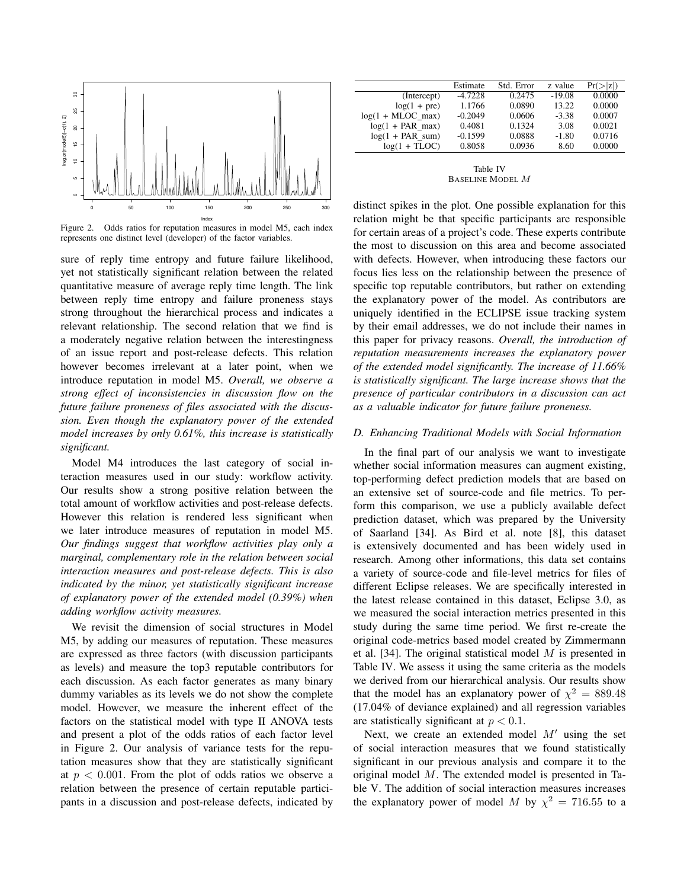Figure 2. Odds ratios for reputation measures in model M5, each index represents one distinct level (developer) of the factor variables.

sure of reply time entropy and future failure likelihood, yet not statistically significant relation between the related quantitative measure of average reply time length. The link between reply time entropy and failure proneness stays strong throughout the hierarchical process and indicates a relevant relationship. The second relation that we find is a moderately negative relation between the interestingness of an issue report and post-release defects. This relation however becomes irrelevant at a later point, when we introduce reputation in model M5. *Overall, we observe a strong effect of inconsistencies in discussion flow on the future failure proneness of files associated with the discussion. Even though the explanatory power of the extended model increases by only 0.61%, this increase is statistically significant.*

Model M4 introduces the last category of social interaction measures used in our study: workflow activity. Our results show a strong positive relation between the total amount of workflow activities and post-release defects. However this relation is rendered less significant when we later introduce measures of reputation in model M5. *Our findings suggest that workflow activities play only a marginal, complementary role in the relation between social interaction measures and post-release defects. This is also indicated by the minor, yet statistically significant increase of explanatory power of the extended model (0.39%) when adding workflow activity measures.*

We revisit the dimension of social structures in Model M5, by adding our measures of reputation. These measures are expressed as three factors (with discussion participants as levels) and measure the top3 reputable contributors for each discussion. As each factor generates as many binary dummy variables as its levels we do not show the complete model. However, we measure the inherent effect of the factors on the statistical model with type II ANOVA tests and present a plot of the odds ratios of each factor level in Figure 2. Our analysis of variance tests for the reputation measures show that they are statistically significant at $p < 0.001$. From the plot of odds ratios we observe a relation between the presence of certain reputable participants in a discussion and post-release defects, indicated by distinct spikes in the plot. One possible explanation for this relation might be that specific participants are responsible for certain areas of a project's code. These experts contribute the most to discussion on this area and become associated with defects. However, when introducing these factors our focus lies less on the relationship between the presence of specific top reputable contributors, but rather on extending the explanatory power of the model. As contributors are uniquely identified in the ECLIPSE issue tracking system by their email addresses, we do not include their names in this paper for privacy reasons. *Overall, the introduction of reputation measurements increases the explanatory power of the extended model significantly. The increase of 11.66% is statistically significant. The large increase shows that the presence of particular contributors in a discussion can act as a valuable indicator for future failure proneness.*

| | Estimate | Std. Error | z value | Pr(>\|z\|) |
|---|---|---|---|---|
| (Intercept) | -4.7228 | 0.2475 | -19.08 | 0.0000 |
| log(1 + pre) | 1.1766 | 0.0890 | 13.22 | 0.0000 |
| log(1 + MLOC_max) | -0.2049 | 0.0606 | -3.38 | 0.0007 |
| log(1 + PAR_max) | 0.4081 | 0.1324 | 3.08 | 0.0021 |
| log(1 + PAR_sum) | -0.1599 | 0.0888 | -1.80 | 0.0716 |
| log(1 + TLOC) | 0.8058 | 0.0936 | 8.60 | 0.0000 |

Table IV
BASELINE MODEL $M$

### D. Enhancing Traditional Models with Social Information

In the final part of our analysis we want to investigate whether social information measures can augment existing, top-performing defect prediction models that are based on an extensive set of source-code and file metrics. To perform this comparison, we use a publicly available defect prediction dataset, which was prepared by the University of Saarland [34]. As Bird et al. note [8], this dataset is extensively documented and has been widely used in research. Among other informations, this data set contains a variety of source-code and file-level metrics for files of different Eclipse releases. We are specifically interested in the latest release contained in this dataset, Eclipse 3.0, as we measured the social interaction metrics presented in this study during the same time period. We first re-create the original code-metrics based model created by Zimmermann et al. [34]. The original statistical model $M$ is presented in Table IV. We assess it using the same criteria as the models we derived from our hierarchical analysis. Our results show that the model has an explanatory power of $\chi^2 = 889.48$ (17.04% of deviance explained) and all regression variables are statistically significant at $p < 0.1$.

Next, we create an extended model $M'$ using the set of social interaction measures that we found statistically significant in our previous analysis and compare it to the original model $M$. The extended model is presented in Table V. The addition of social interaction measures increases the explanatory power of model $M$ by $\chi^2 = 716.55$ to a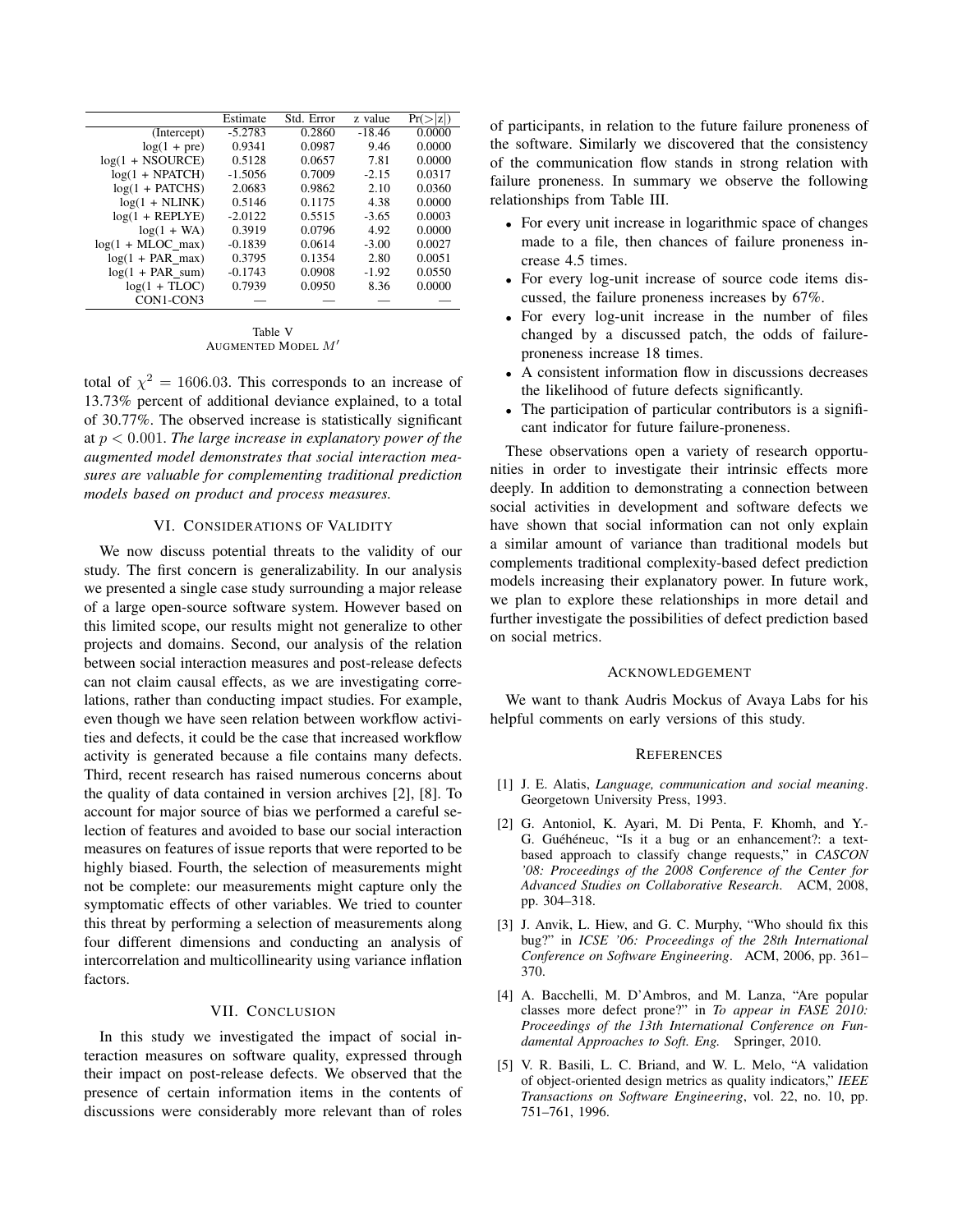|  | Estimate | Std. Error | z value | Pr(>\|z\|) |
|---|---|---|---|---|
| (Intercept) | -5.2783 | 0.2860 | -18.46 | 0.0000 |
| log(1 + pre) | 0.9341 | 0.0987 | 9.46 | 0.0000 |
| log(1 + NSOURCE) | 0.5128 | 0.0657 | 7.81 | 0.0000 |
| log(1 + NPATCH) | -1.5056 | 0.7009 | -2.15 | 0.0317 |
| log(1 + PATCHS) | 2.0683 | 0.9862 | 2.10 | 0.0360 |
| log(1 + NLINK) | 0.5146 | 0.1175 | 4.38 | 0.0000 |
| log(1 + REPLYE) | -2.0122 | 0.5515 | -3.65 | 0.0003 |
| log(1 + WA) | 0.3919 | 0.0796 | 4.92 | 0.0000 |
| log(1 + MLOC_max) | -0.1839 | 0.0614 | -3.00 | 0.0027 |
| log(1 + PAR_max) | 0.3795 | 0.1354 | 2.80 | 0.0051 |
| log(1 + PAR_sum) | -0.1743 | 0.0908 | -1.92 | 0.0550 |
| log(1 + TLOC) | 0.7939 | 0.0950 | 8.36 | 0.0000 |
| CON1-CON3 | — | — | — | — |

Table V
AUGMENTED MODEL $M'$

total of $\chi^2 = 1606.03$. This corresponds to an increase of 13.73% percent of additional deviance explained, to a total of 30.77%. The observed increase is statistically significant at $p < 0.001$. *The large increase in explanatory power of the augmented model demonstrates that social interaction measures are valuable for complementing traditional prediction models based on product and process measures.*

## VI. CONSIDERATIONS OF VALIDITY

We now discuss potential threats to the validity of our study. The first concern is generalizability. In our analysis we presented a single case study surrounding a major release of a large open-source software system. However based on this limited scope, our results might not generalize to other projects and domains. Second, our analysis of the relation between social interaction measures and post-release defects can not claim causal effects, as we are investigating correlations, rather than conducting impact studies. For example, even though we have seen relation between workflow activities and defects, it could be the case that increased workflow activity is generated because a file contains many defects. Third, recent research has raised numerous concerns about the quality of data contained in version archives [2], [8]. To account for major source of bias we performed a careful selection of features and avoided to base our social interaction measures on features of issue reports that were reported to be highly biased. Fourth, the selection of measurements might not be complete: our measurements might capture only the symptomatic effects of other variables. We tried to counter this threat by performing a selection of measurements along four different dimensions and conducting an analysis of intercorrelation and multicollinearity using variance inflation factors.

## VII. CONCLUSION

In this study we investigated the impact of social interaction measures on software quality, expressed through their impact on post-release defects. We observed that the presence of certain information items in the contents of discussions were considerably more relevant than of roles of participants, in relation to the future failure proneness of the software. Similarly we discovered that the consistency of the communication flow stands in strong relation with failure proneness. In summary we observe the following relationships from Table III.

- For every unit increase in logarithmic space of changes made to a file, then chances of failure proneness increase 4.5 times.
- For every log-unit increase of source code items discussed, the failure proneness increases by 67%.
- For every log-unit increase in the number of files changed by a discussed patch, the odds of failure-proneness increase 18 times.
- A consistent information flow in discussions decreases the likelihood of future defects significantly.
- The participation of particular contributors is a significant indicator for future failure-proneness.

These observations open a variety of research opportunities in order to investigate their intrinsic effects more deeply. In addition to demonstrating a connection between social activities in development and software defects we have shown that social information can not only explain a similar amount of variance than traditional models but complements traditional complexity-based defect prediction models increasing their explanatory power. In future work, we plan to explore these relationships in more detail and further investigate the possibilities of defect prediction based on social metrics.

## ACKNOWLEDGEMENT

We want to thank Audris Mockus of Avaya Labs for his helpful comments on early versions of this study.

## REFERENCES

[1] J. E. Alatis, *Language, communication and social meaning*. Georgetown University Press, 1993.

[2] G. Antoniol, K. Ayari, M. Di Penta, F. Khomh, and Y.-G. Guéhéneuc, "Is it a bug or an enhancement?: a text-based approach to classify change requests," in *CASCON '08: Proceedings of the 2008 Conference of the Center for Advanced Studies on Collaborative Research*. ACM, 2008, pp. 304–318.

[3] J. Anvik, L. Hiew, and G. C. Murphy, "Who should fix this bug?" in *ICSE '06: Proceedings of the 28th International Conference on Software Engineering*. ACM, 2006, pp. 361–370.

[4] A. Bacchelli, M. D'Ambros, and M. Lanza, "Are popular classes more defect prone?" in *To appear in FASE 2010: Proceedings of the 13th International Conference on Fundamental Approaches to Soft. Eng.* Springer, 2010.

[5] V. R. Basili, L. C. Briand, and W. L. Melo, "A validation of object-oriented design metrics as quality indicators," *IEEE Transactions on Software Engineering*, vol. 22, no. 10, pp. 751–761, 1996.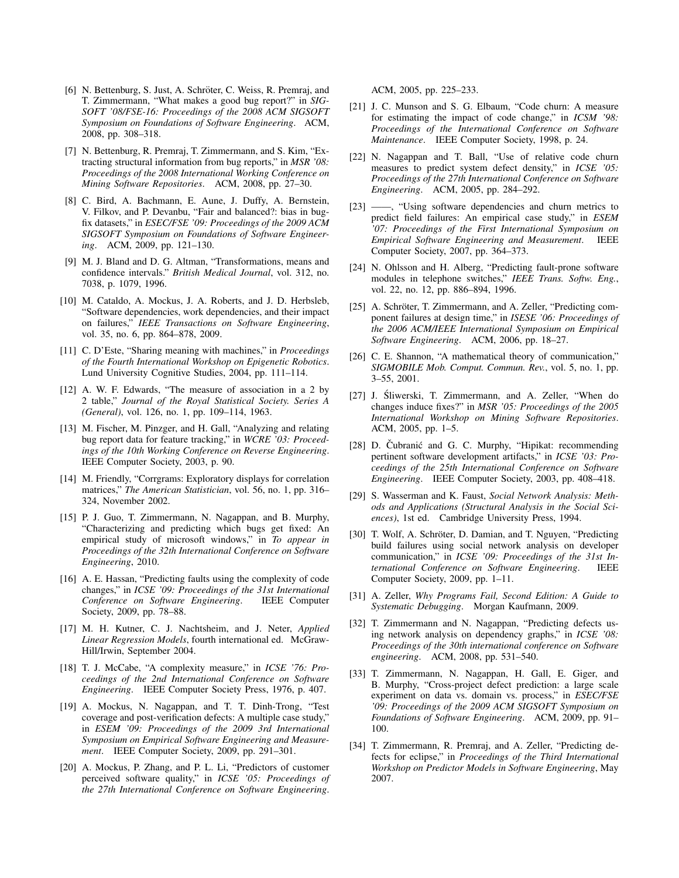[6] N. Bettenburg, S. Just, A. Schröter, C. Weiss, R. Premraj, and T. Zimmermann, "What makes a good bug report?" in *SIGSOFT '08/FSE-16: Proceedings of the 2008 ACM SIGSOFT Symposium on Foundations of Software Engineering*. ACM, 2008, pp. 308–318.

[7] N. Bettenburg, R. Premraj, T. Zimmermann, and S. Kim, "Extracting structural information from bug reports," in *MSR '08: Proceedings of the 2008 International Working Conference on Mining Software Repositories*. ACM, 2008, pp. 27–30.

[8] C. Bird, A. Bachmann, E. Aune, J. Duffy, A. Bernstein, V. Filkov, and P. Devanbu, "Fair and balanced?: bias in bug-fix datasets," in *ESEC/FSE '09: Proceedings of the 2009 ACM SIGSOFT Symposium on Foundations of Software Engineering*. ACM, 2009, pp. 121–130.

[9] M. J. Bland and D. G. Altman, "Transformations, means and confidence intervals." *British Medical Journal*, vol. 312, no. 7038, p. 1079, 1996.

[10] M. Cataldo, A. Mockus, J. A. Roberts, and J. D. Herbsleb, "Software dependencies, work dependencies, and their impact on failures," *IEEE Transactions on Software Engineering*, vol. 35, no. 6, pp. 864–878, 2009.

[11] C. D'Este, "Sharing meaning with machines," in *Proceedings of the Fourth International Workshop on Epigenetic Robotics*. Lund University Cognitive Studies, 2004, pp. 111–114.

[12] A. W. F. Edwards, "The measure of association in a 2 by 2 table," *Journal of the Royal Statistical Society. Series A (General)*, vol. 126, no. 1, pp. 109–114, 1963.

[13] M. Fischer, M. Pinzger, and H. Gall, "Analyzing and relating bug report data for feature tracking," in *WCRE '03: Proceedings of the 10th Working Conference on Reverse Engineering*. IEEE Computer Society, 2003, p. 90.

[14] M. Friendly, "Corrgrams: Exploratory displays for correlation matrices," *The American Statistician*, vol. 56, no. 1, pp. 316–324, November 2002.

[15] P. J. Guo, T. Zimmermann, N. Nagappan, and B. Murphy, "Characterizing and predicting which bugs get fixed: An empirical study of microsoft windows," in *To appear in Proceedings of the 32th International Conference on Software Engineering*, 2010.

[16] A. E. Hassan, "Predicting faults using the complexity of code changes," in *ICSE '09: Proceedings of the 31st International Conference on Software Engineering*. IEEE Computer Society, 2009, pp. 78–88.

[17] M. H. Kutner, C. J. Nachtsheim, and J. Neter, *Applied Linear Regression Models*, fourth international ed. McGraw-Hill/Irwin, September 2004.

[18] T. J. McCabe, "A complexity measure," in *ICSE '76: Proceedings of the 2nd International Conference on Software Engineering*. IEEE Computer Society Press, 1976, p. 407.

[19] A. Mockus, N. Nagappan, and T. T. Dinh-Trong, "Test coverage and post-verification defects: A multiple case study," in *ESEM '09: Proceedings of the 2009 3rd International Symposium on Empirical Software Engineering and Measurement*. IEEE Computer Society, 2009, pp. 291–301.

[20] A. Mockus, P. Zhang, and P. L. Li, "Predictors of customer perceived software quality," in *ICSE '05: Proceedings of the 27th International Conference on Software Engineering*. ACM, 2005, pp. 225–233.

[21] J. C. Munson and S. G. Elbaum, "Code churn: A measure for estimating the impact of code change," in *ICSM '98: Proceedings of the International Conference on Software Maintenance*. IEEE Computer Society, 1998, p. 24.

[22] N. Nagappan and T. Ball, "Use of relative code churn measures to predict system defect density," in *ICSE '05: Proceedings of the 27th International Conference on Software Engineering*. ACM, 2005, pp. 284–292.

[23] ——, "Using software dependencies and churn metrics to predict field failures: An empirical case study," in *ESEM '07: Proceedings of the First International Symposium on Empirical Software Engineering and Measurement*. IEEE Computer Society, 2007, pp. 364–373.

[24] N. Ohlsson and H. Alberg, "Predicting fault-prone software modules in telephone switches," *IEEE Trans. Softw. Eng.*, vol. 22, no. 12, pp. 886–894, 1996.

[25] A. Schröter, T. Zimmermann, and A. Zeller, "Predicting component failures at design time," in *ISESE '06: Proceedings of the 2006 ACM/IEEE International Symposium on Empirical Software Engineering*. ACM, 2006, pp. 18–27.

[26] C. E. Shannon, "A mathematical theory of communication," *SIGMOBILE Mob. Comput. Commun. Rev.*, vol. 5, no. 1, pp. 3–55, 2001.

[27] J. Śliwerski, T. Zimmermann, and A. Zeller, "When do changes induce fixes?" in *MSR '05: Proceedings of the 2005 International Workshop on Mining Software Repositories*. ACM, 2005, pp. 1–5.

[28] D. Čubranić and G. C. Murphy, "Hipikat: recommending pertinent software development artifacts," in *ICSE '03: Proceedings of the 25th International Conference on Software Engineering*. IEEE Computer Society, 2003, pp. 408–418.

[29] S. Wasserman and K. Faust, *Social Network Analysis: Methods and Applications (Structural Analysis in the Social Sciences)*, 1st ed. Cambridge University Press, 1994.

[30] T. Wolf, A. Schröter, D. Damian, and T. Nguyen, "Predicting build failures using social network analysis on developer communication," in *ICSE '09: Proceedings of the 31st International Conference on Software Engineering*. IEEE Computer Society, 2009, pp. 1–11.

[31] A. Zeller, *Why Programs Fail, Second Edition: A Guide to Systematic Debugging*. Morgan Kaufmann, 2009.

[32] T. Zimmermann and N. Nagappan, "Predicting defects using network analysis on dependency graphs," in *ICSE '08: Proceedings of the 30th international conference on Software engineering*. ACM, 2008, pp. 531–540.

[33] T. Zimmermann, N. Nagappan, H. Gall, E. Giger, and B. Murphy, "Cross-project defect prediction: a large scale experiment on data vs. domain vs. process," in *ESEC/FSE '09: Proceedings of the 2009 ACM SIGSOFT Symposium on Foundations of Software Engineering*. ACM, 2009, pp. 91–100.

[34] T. Zimmermann, R. Premraj, and A. Zeller, "Predicting defects for eclipse," in *Proceedings of the Third International Workshop on Predictor Models in Software Engineering*, May 2007.